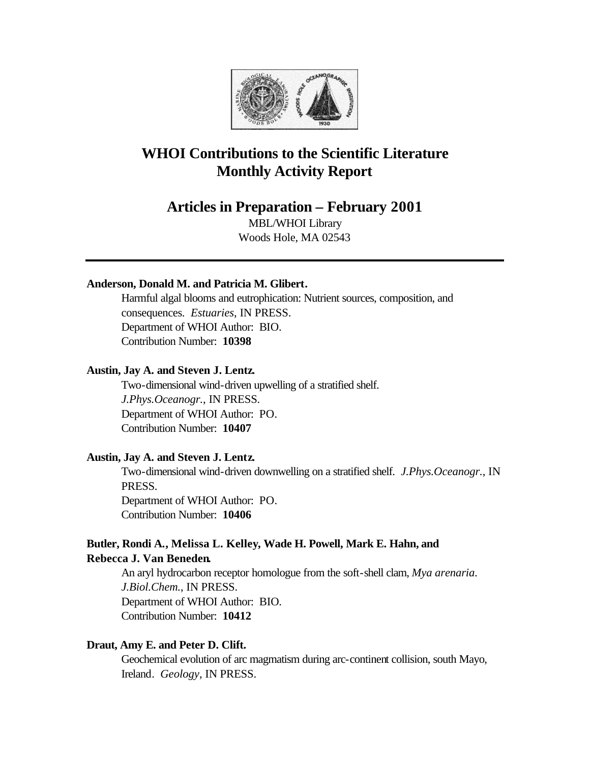# WHOI Contributions to the Scientific Literature
# Monthly Activity Report

## Articles in Preparation – February 2001

MBL/WHOI Library
Woods Hole, MA 02543

---

**Anderson, Donald M. and Patricia M. Glibert.**

Harmful algal blooms and eutrophication: Nutrient sources, composition, and consequences. *Estuaries*, IN PRESS.
Department of WHOI Author: BIO.
Contribution Number: **10398**

**Austin, Jay A. and Steven J. Lentz.**

Two-dimensional wind-driven upwelling of a stratified shelf. *J.Phys.Oceanogr.*, IN PRESS.
Department of WHOI Author: PO.
Contribution Number: **10407**

**Austin, Jay A. and Steven J. Lentz.**

Two-dimensional wind-driven downwelling on a stratified shelf. *J.Phys.Oceanogr.*, IN PRESS.
Department of WHOI Author: PO.
Contribution Number: **10406**

**Butler, Rondi A., Melissa L. Kelley, Wade H. Powell, Mark E. Hahn, and Rebecca J. Van Beneden.**

An aryl hydrocarbon receptor homologue from the soft-shell clam, *Mya arenaria*. *J.Biol.Chem.*, IN PRESS.
Department of WHOI Author: BIO.
Contribution Number: **10412**

**Draut, Amy E. and Peter D. Clift.**

Geochemical evolution of arc magmatism during arc-continent collision, south Mayo, Ireland. *Geology*, IN PRESS.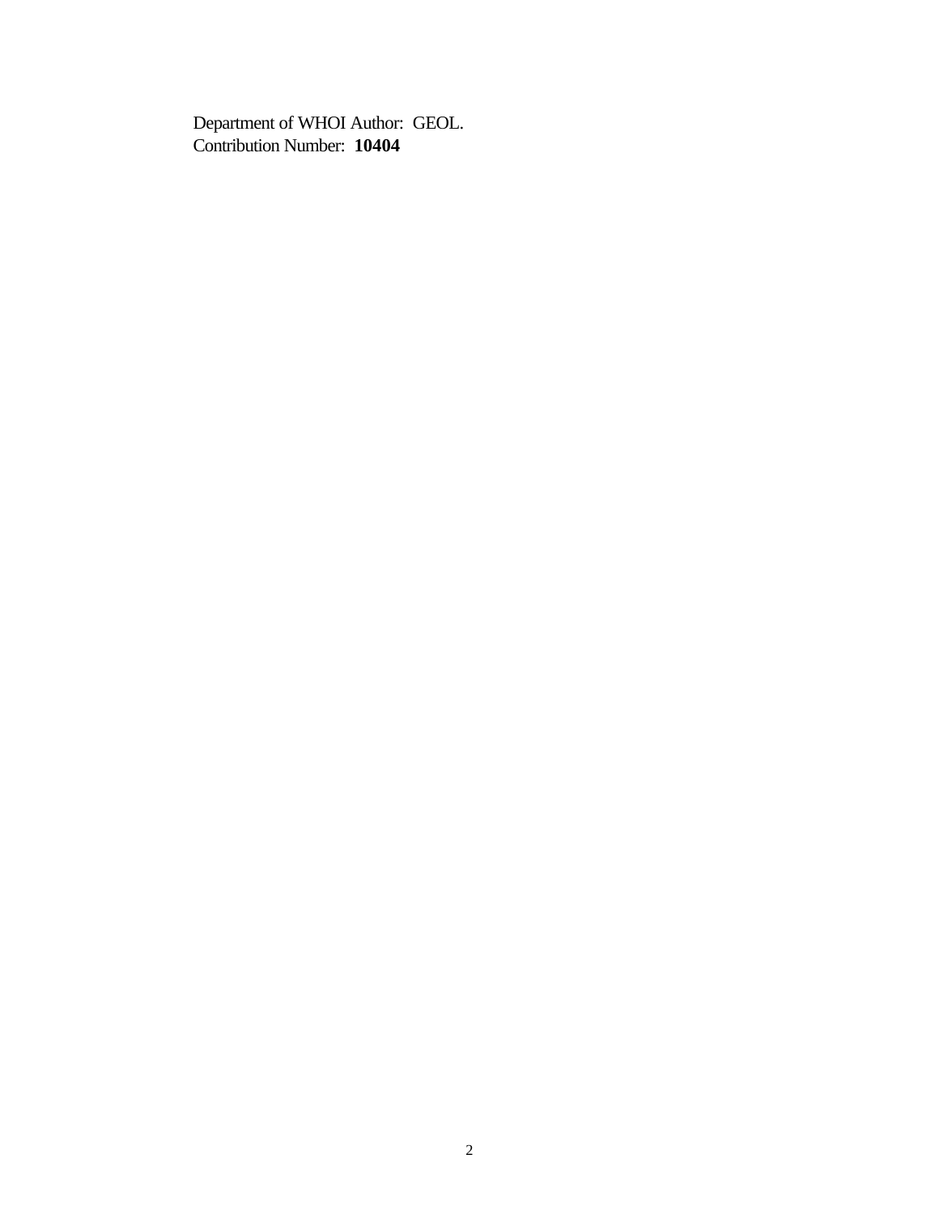Department of WHOI Author: GEOL.
Contribution Number: **10404**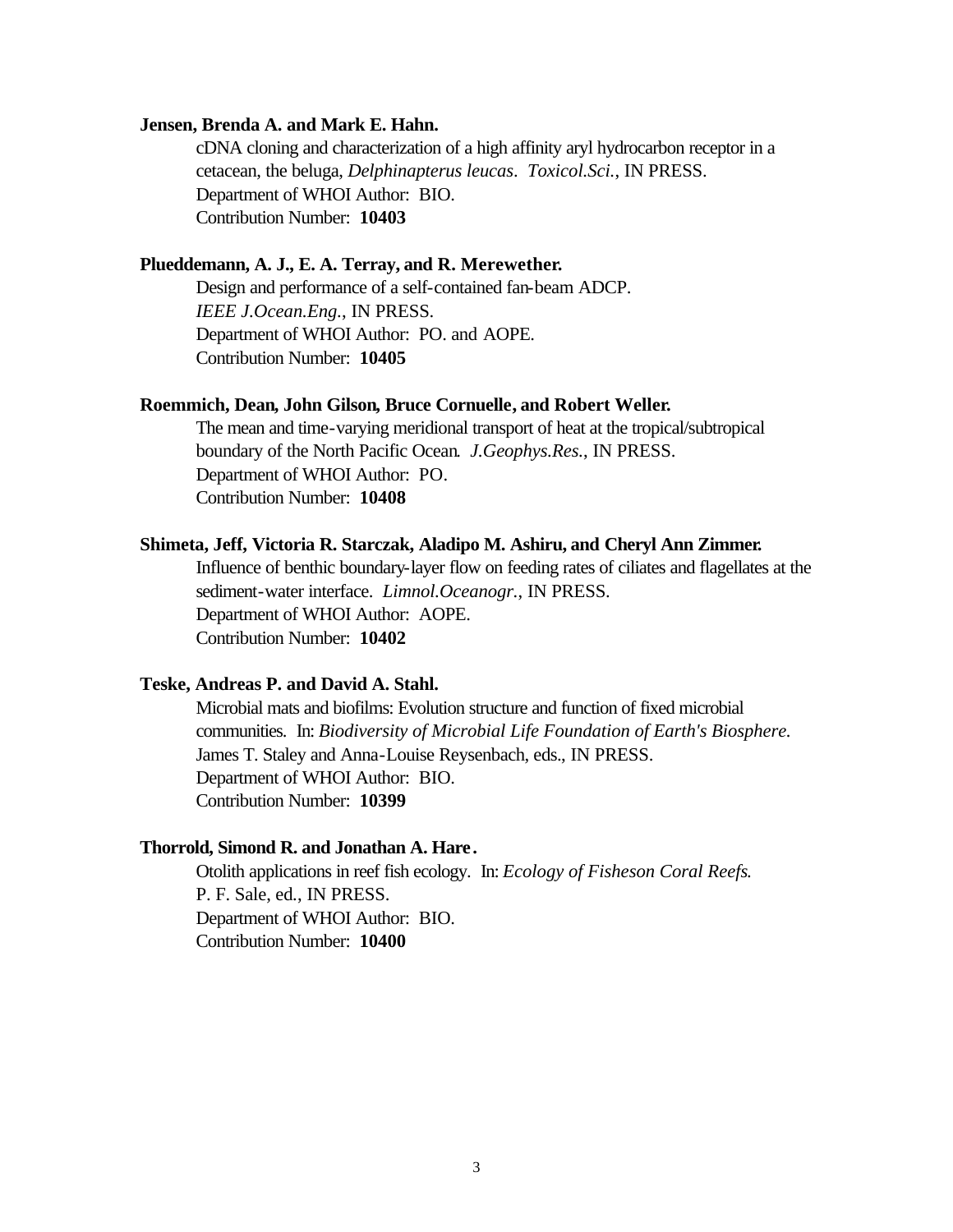**Jensen, Brenda A. and Mark E. Hahn.**

cDNA cloning and characterization of a high affinity aryl hydrocarbon receptor in a cetacean, the beluga, *Delphinapterus leucas*. *Toxicol.Sci.*, IN PRESS.
Department of WHOI Author: BIO.
Contribution Number: **10403**

**Plueddemann, A. J., E. A. Terray, and R. Merewether.**

Design and performance of a self-contained fan-beam ADCP.
*IEEE J.Ocean.Eng.*, IN PRESS.
Department of WHOI Author: PO. and AOPE.
Contribution Number: **10405**

**Roemmich, Dean, John Gilson, Bruce Cornuelle, and Robert Weller.**

The mean and time-varying meridional transport of heat at the tropical/subtropical boundary of the North Pacific Ocean. *J.Geophys.Res.*, IN PRESS.
Department of WHOI Author: PO.
Contribution Number: **10408**

**Shimeta, Jeff, Victoria R. Starczak, Aladipo M. Ashiru, and Cheryl Ann Zimmer.**

Influence of benthic boundary-layer flow on feeding rates of ciliates and flagellates at the sediment-water interface. *Limnol.Oceanogr.*, IN PRESS.
Department of WHOI Author: AOPE.
Contribution Number: **10402**

**Teske, Andreas P. and David A. Stahl.**

Microbial mats and biofilms: Evolution structure and function of fixed microbial communities. In: *Biodiversity of Microbial Life Foundation of Earth's Biosphere.* James T. Staley and Anna-Louise Reysenbach, eds., IN PRESS.
Department of WHOI Author: BIO.
Contribution Number: **10399**

**Thorrold, Simond R. and Jonathan A. Hare.**

Otolith applications in reef fish ecology. In: *Ecology of Fisheson Coral Reefs.* P. F. Sale, ed., IN PRESS.
Department of WHOI Author: BIO.
Contribution Number: **10400**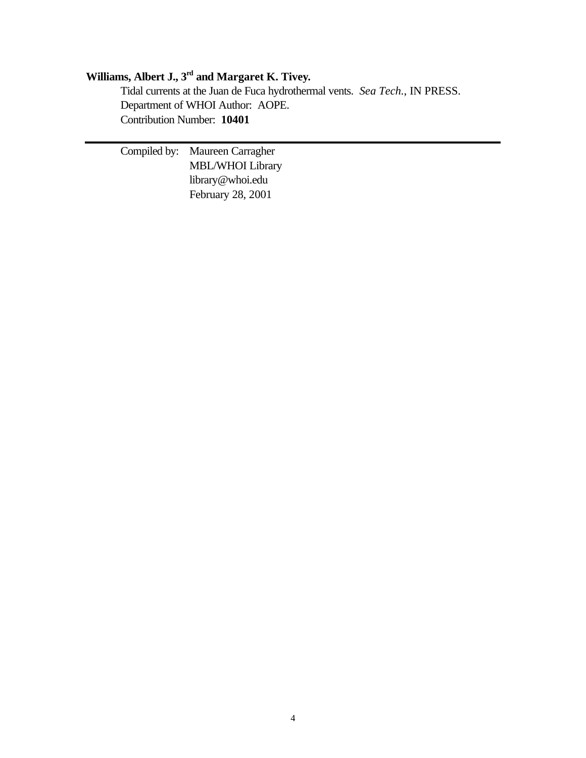**Williams, Albert J., 3rd and Margaret K. Tivey.**

Tidal currents at the Juan de Fuca hydrothermal vents. *Sea Tech.*, IN PRESS.
Department of WHOI Author: AOPE.
Contribution Number: **10401**

---

Compiled by: Maureen Carragher
MBL/WHOI Library
library@whoi.edu
February 28, 2001